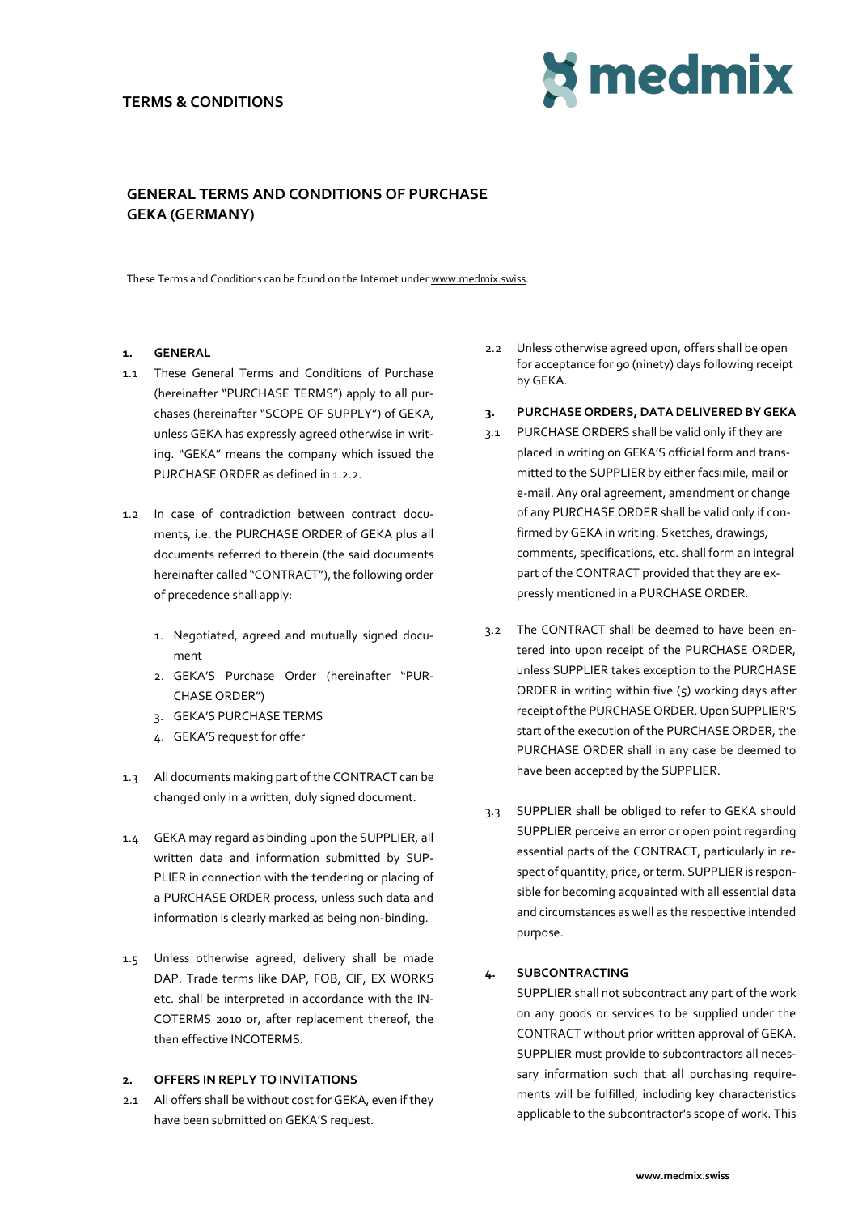TERMS & CONDITIONS

# GENERAL TERMS AND CONDITIONS OF PURCHASE GEKA (GERMANY)

These Terms and Conditions can be found on the Internet under www.medmix.swiss.

## 1. GENERAL

1.1 These General Terms and Conditions of Purchase (hereinafter "PURCHASE TERMS") apply to all purchases (hereinafter "SCOPE OF SUPPLY") of GEKA, unless GEKA has expressly agreed otherwise in writing. "GEKA" means the company which issued the PURCHASE ORDER as defined in 1.2.2.

1.2 In case of contradiction between contract documents, i.e. the PURCHASE ORDER of GEKA plus all documents referred to therein (the said documents hereinafter called "CONTRACT"), the following order of precedence shall apply:

1. Negotiated, agreed and mutually signed document
2. GEKA'S Purchase Order (hereinafter "PURCHASE ORDER")
3. GEKA'S PURCHASE TERMS
4. GEKA'S request for offer

1.3 All documents making part of the CONTRACT can be changed only in a written, duly signed document.

1.4 GEKA may regard as binding upon the SUPPLIER, all written data and information submitted by SUPPLIER in connection with the tendering or placing of a PURCHASE ORDER process, unless such data and information is clearly marked as being non-binding.

1.5 Unless otherwise agreed, delivery shall be made DAP. Trade terms like DAP, FOB, CIF, EX WORKS etc. shall be interpreted in accordance with the INCOTERMS 2010 or, after replacement thereof, the then effective INCOTERMS.

## 2. OFFERS IN REPLY TO INVITATIONS

2.1 All offers shall be without cost for GEKA, even if they have been submitted on GEKA'S request.

2.2 Unless otherwise agreed upon, offers shall be open for acceptance for 90 (ninety) days following receipt by GEKA.

## 3. PURCHASE ORDERS, DATA DELIVERED BY GEKA

3.1 PURCHASE ORDERS shall be valid only if they are placed in writing on GEKA'S official form and transmitted to the SUPPLIER by either facsimile, mail or e-mail. Any oral agreement, amendment or change of any PURCHASE ORDER shall be valid only if confirmed by GEKA in writing. Sketches, drawings, comments, specifications, etc. shall form an integral part of the CONTRACT provided that they are expressly mentioned in a PURCHASE ORDER.

3.2 The CONTRACT shall be deemed to have been entered into upon receipt of the PURCHASE ORDER, unless SUPPLIER takes exception to the PURCHASE ORDER in writing within five (5) working days after receipt of the PURCHASE ORDER. Upon SUPPLIER'S start of the execution of the PURCHASE ORDER, the PURCHASE ORDER shall in any case be deemed to have been accepted by the SUPPLIER.

3.3 SUPPLIER shall be obliged to refer to GEKA should SUPPLIER perceive an error or open point regarding essential parts of the CONTRACT, particularly in respect of quantity, price, or term. SUPPLIER is responsible for becoming acquainted with all essential data and circumstances as well as the respective intended purpose.

## 4. SUBCONTRACTING

SUPPLIER shall not subcontract any part of the work on any goods or services to be supplied under the CONTRACT without prior written approval of GEKA. SUPPLIER must provide to subcontractors all necessary information such that all purchasing requirements will be fulfilled, including key characteristics applicable to the subcontractor's scope of work. This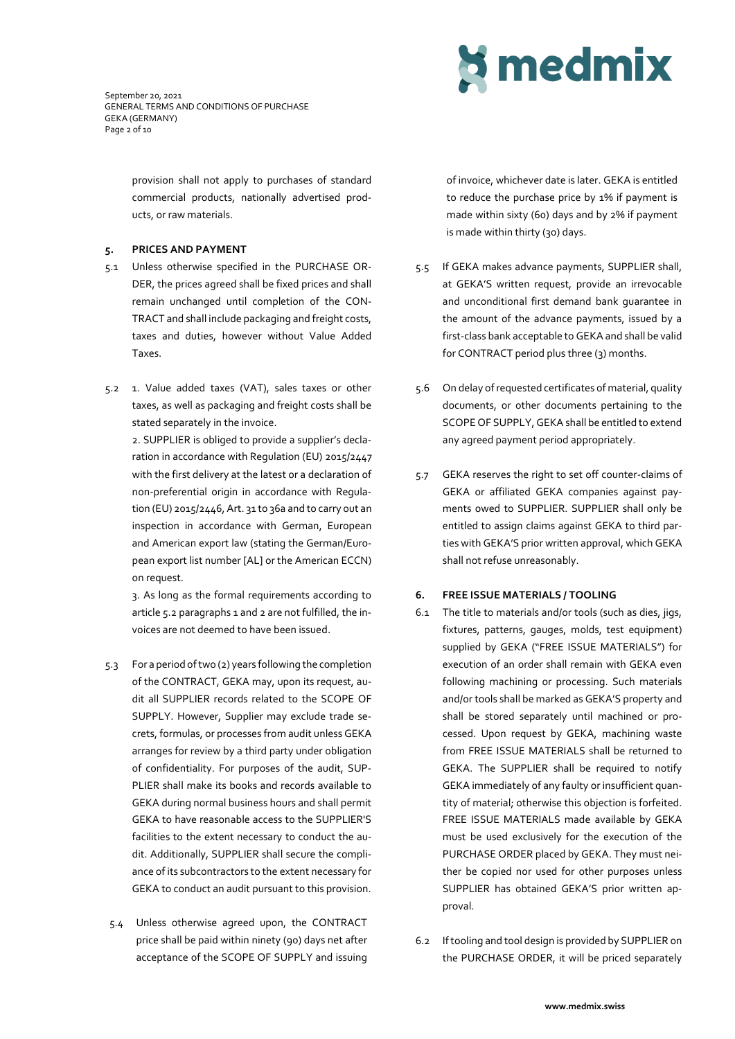provision shall not apply to purchases of standard commercial products, nationally advertised products, or raw materials.

## 5. PRICES AND PAYMENT

5.1 Unless otherwise specified in the PURCHASE ORDER, the prices agreed shall be fixed prices and shall remain unchanged until completion of the CONTRACT and shall include packaging and freight costs, taxes and duties, however without Value Added Taxes.

5.2 1. Value added taxes (VAT), sales taxes or other taxes, as well as packaging and freight costs shall be stated separately in the invoice.

2. SUPPLIER is obliged to provide a supplier's declaration in accordance with Regulation (EU) 2015/2447 with the first delivery at the latest or a declaration of non-preferential origin in accordance with Regulation (EU) 2015/2446, Art. 31 to 36a and to carry out an inspection in accordance with German, European and American export law (stating the German/European export list number [AL] or the American ECCN) on request.

3. As long as the formal requirements according to article 5.2 paragraphs 1 and 2 are not fulfilled, the invoices are not deemed to have been issued.

5.3 For a period of two (2) years following the completion of the CONTRACT, GEKA may, upon its request, audit all SUPPLIER records related to the SCOPE OF SUPPLY. However, Supplier may exclude trade secrets, formulas, or processes from audit unless GEKA arranges for review by a third party under obligation of confidentiality. For purposes of the audit, SUPPLIER shall make its books and records available to GEKA during normal business hours and shall permit GEKA to have reasonable access to the SUPPLIER'S facilities to the extent necessary to conduct the audit. Additionally, SUPPLIER shall secure the compliance of its subcontractors to the extent necessary for GEKA to conduct an audit pursuant to this provision.

5.4 Unless otherwise agreed upon, the CONTRACT price shall be paid within ninety (90) days net after acceptance of the SCOPE OF SUPPLY and issuing of invoice, whichever date is later. GEKA is entitled to reduce the purchase price by 1% if payment is made within sixty (60) days and by 2% if payment is made within thirty (30) days.

5.5 If GEKA makes advance payments, SUPPLIER shall, at GEKA'S written request, provide an irrevocable and unconditional first demand bank guarantee in the amount of the advance payments, issued by a first-class bank acceptable to GEKA and shall be valid for CONTRACT period plus three (3) months.

5.6 On delay of requested certificates of material, quality documents, or other documents pertaining to the SCOPE OF SUPPLY, GEKA shall be entitled to extend any agreed payment period appropriately.

5.7 GEKA reserves the right to set off counter-claims of GEKA or affiliated GEKA companies against payments owed to SUPPLIER. SUPPLIER shall only be entitled to assign claims against GEKA to third parties with GEKA'S prior written approval, which GEKA shall not refuse unreasonably.

## 6. FREE ISSUE MATERIALS / TOOLING

6.1 The title to materials and/or tools (such as dies, jigs, fixtures, patterns, gauges, molds, test equipment) supplied by GEKA ("FREE ISSUE MATERIALS") for execution of an order shall remain with GEKA even following machining or processing. Such materials and/or tools shall be marked as GEKA'S property and shall be stored separately until machined or processed. Upon request by GEKA, machining waste from FREE ISSUE MATERIALS shall be returned to GEKA. The SUPPLIER shall be required to notify GEKA immediately of any faulty or insufficient quantity of material; otherwise this objection is forfeited. FREE ISSUE MATERIALS made available by GEKA must be used exclusively for the execution of the PURCHASE ORDER placed by GEKA. They must neither be copied nor used for other purposes unless SUPPLIER has obtained GEKA'S prior written approval.

6.2 If tooling and tool design is provided by SUPPLIER on the PURCHASE ORDER, it will be priced separately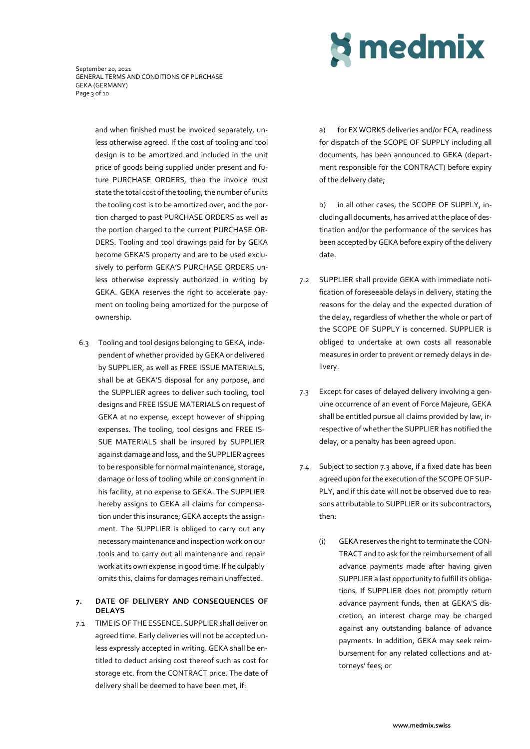and when finished must be invoiced separately, unless otherwise agreed. If the cost of tooling and tool design is to be amortized and included in the unit price of goods being supplied under present and future PURCHASE ORDERS, then the invoice must state the total cost of the tooling, the number of units the tooling cost is to be amortized over, and the portion charged to past PURCHASE ORDERS as well as the portion charged to the current PURCHASE ORDERS. Tooling and tool drawings paid for by GEKA become GEKA'S property and are to be used exclusively to perform GEKA'S PURCHASE ORDERS unless otherwise expressly authorized in writing by GEKA. GEKA reserves the right to accelerate payment on tooling being amortized for the purpose of ownership.

6.3 Tooling and tool designs belonging to GEKA, independent of whether provided by GEKA or delivered by SUPPLIER, as well as FREE ISSUE MATERIALS, shall be at GEKA'S disposal for any purpose, and the SUPPLIER agrees to deliver such tooling, tool designs and FREE ISSUE MATERIALS on request of GEKA at no expense, except however of shipping expenses. The tooling, tool designs and FREE ISSUE MATERIALS shall be insured by SUPPLIER against damage and loss, and the SUPPLIER agrees to be responsible for normal maintenance, storage, damage or loss of tooling while on consignment in his facility, at no expense to GEKA. The SUPPLIER hereby assigns to GEKA all claims for compensation under this insurance; GEKA accepts the assignment. The SUPPLIER is obliged to carry out any necessary maintenance and inspection work on our tools and to carry out all maintenance and repair work at its own expense in good time. If he culpably omits this, claims for damages remain unaffected.

## 7. DATE OF DELIVERY AND CONSEQUENCES OF DELAYS

7.1 TIME IS OF THE ESSENCE. SUPPLIER shall deliver on agreed time. Early deliveries will not be accepted unless expressly accepted in writing. GEKA shall be entitled to deduct arising cost thereof such as cost for storage etc. from the CONTRACT price. The date of delivery shall be deemed to have been met, if:

a) for EX WORKS deliveries and/or FCA, readiness for dispatch of the SCOPE OF SUPPLY including all documents, has been announced to GEKA (department responsible for the CONTRACT) before expiry of the delivery date;

b) in all other cases, the SCOPE OF SUPPLY, including all documents, has arrived at the place of destination and/or the performance of the services has been accepted by GEKA before expiry of the delivery date.

7.2 SUPPLIER shall provide GEKA with immediate notification of foreseeable delays in delivery, stating the reasons for the delay and the expected duration of the delay, regardless of whether the whole or part of the SCOPE OF SUPPLY is concerned. SUPPLIER is obliged to undertake at own costs all reasonable measures in order to prevent or remedy delays in delivery.

7.3 Except for cases of delayed delivery involving a genuine occurrence of an event of Force Majeure, GEKA shall be entitled pursue all claims provided by law, irrespective of whether the SUPPLIER has notified the delay, or a penalty has been agreed upon.

7.4 Subject to section 7.3 above, if a fixed date has been agreed upon for the execution of the SCOPE OF SUPPLY, and if this date will not be observed due to reasons attributable to SUPPLIER or its subcontractors, then:

(i) GEKA reserves the right to terminate the CONTRACT and to ask for the reimbursement of all advance payments made after having given SUPPLIER a last opportunity to fulfill its obligations. If SUPPLIER does not promptly return advance payment funds, then at GEKA'S discretion, an interest charge may be charged against any outstanding balance of advance payments. In addition, GEKA may seek reimbursement for any related collections and attorneys' fees; or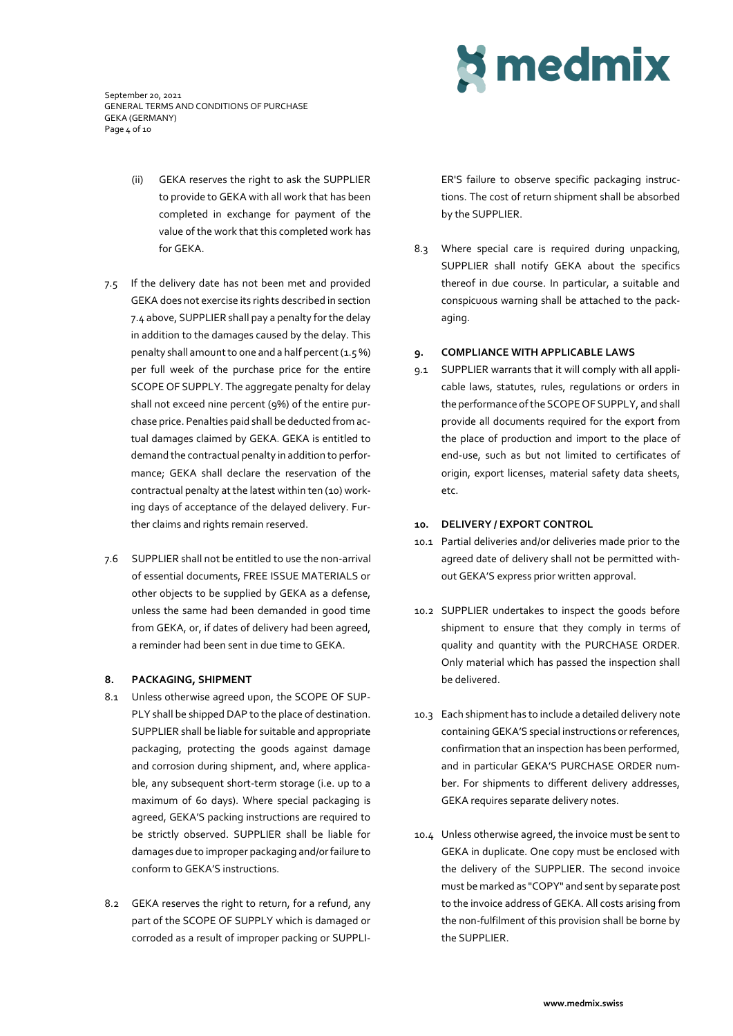(ii) GEKA reserves the right to ask the SUPPLIER to provide to GEKA with all work that has been completed in exchange for payment of the value of the work that this completed work has for GEKA.

7.5 If the delivery date has not been met and provided GEKA does not exercise its rights described in section 7.4 above, SUPPLIER shall pay a penalty for the delay in addition to the damages caused by the delay. This penalty shall amount to one and a half percent (1.5 %) per full week of the purchase price for the entire SCOPE OF SUPPLY. The aggregate penalty for delay shall not exceed nine percent (9%) of the entire purchase price. Penalties paid shall be deducted from actual damages claimed by GEKA. GEKA is entitled to demand the contractual penalty in addition to performance; GEKA shall declare the reservation of the contractual penalty at the latest within ten (10) working days of acceptance of the delayed delivery. Further claims and rights remain reserved.

7.6 SUPPLIER shall not be entitled to use the non-arrival of essential documents, FREE ISSUE MATERIALS or other objects to be supplied by GEKA as a defense, unless the same had been demanded in good time from GEKA, or, if dates of delivery had been agreed, a reminder had been sent in due time to GEKA.

## 8. PACKAGING, SHIPMENT

8.1 Unless otherwise agreed upon, the SCOPE OF SUPPLY shall be shipped DAP to the place of destination. SUPPLIER shall be liable for suitable and appropriate packaging, protecting the goods against damage and corrosion during shipment, and, where applicable, any subsequent short-term storage (i.e. up to a maximum of 60 days). Where special packaging is agreed, GEKA'S packing instructions are required to be strictly observed. SUPPLIER shall be liable for damages due to improper packaging and/or failure to conform to GEKA'S instructions.

8.2 GEKA reserves the right to return, for a refund, any part of the SCOPE OF SUPPLY which is damaged or corroded as a result of improper packing or SUPPLIER'S failure to observe specific packaging instructions. The cost of return shipment shall be absorbed by the SUPPLIER.

8.3 Where special care is required during unpacking, SUPPLIER shall notify GEKA about the specifics thereof in due course. In particular, a suitable and conspicuous warning shall be attached to the packaging.

## 9. COMPLIANCE WITH APPLICABLE LAWS

9.1 SUPPLIER warrants that it will comply with all applicable laws, statutes, rules, regulations or orders in the performance of the SCOPE OF SUPPLY, and shall provide all documents required for the export from the place of production and import to the place of end-use, such as but not limited to certificates of origin, export licenses, material safety data sheets, etc.

## 10. DELIVERY / EXPORT CONTROL

10.1 Partial deliveries and/or deliveries made prior to the agreed date of delivery shall not be permitted without GEKA'S express prior written approval.

10.2 SUPPLIER undertakes to inspect the goods before shipment to ensure that they comply in terms of quality and quantity with the PURCHASE ORDER. Only material which has passed the inspection shall be delivered.

10.3 Each shipment has to include a detailed delivery note containing GEKA'S special instructions or references, confirmation that an inspection has been performed, and in particular GEKA'S PURCHASE ORDER number. For shipments to different delivery addresses, GEKA requires separate delivery notes.

10.4 Unless otherwise agreed, the invoice must be sent to GEKA in duplicate. One copy must be enclosed with the delivery of the SUPPLIER. The second invoice must be marked as "COPY" and sent by separate post to the invoice address of GEKA. All costs arising from the non-fulfilment of this provision shall be borne by the SUPPLIER.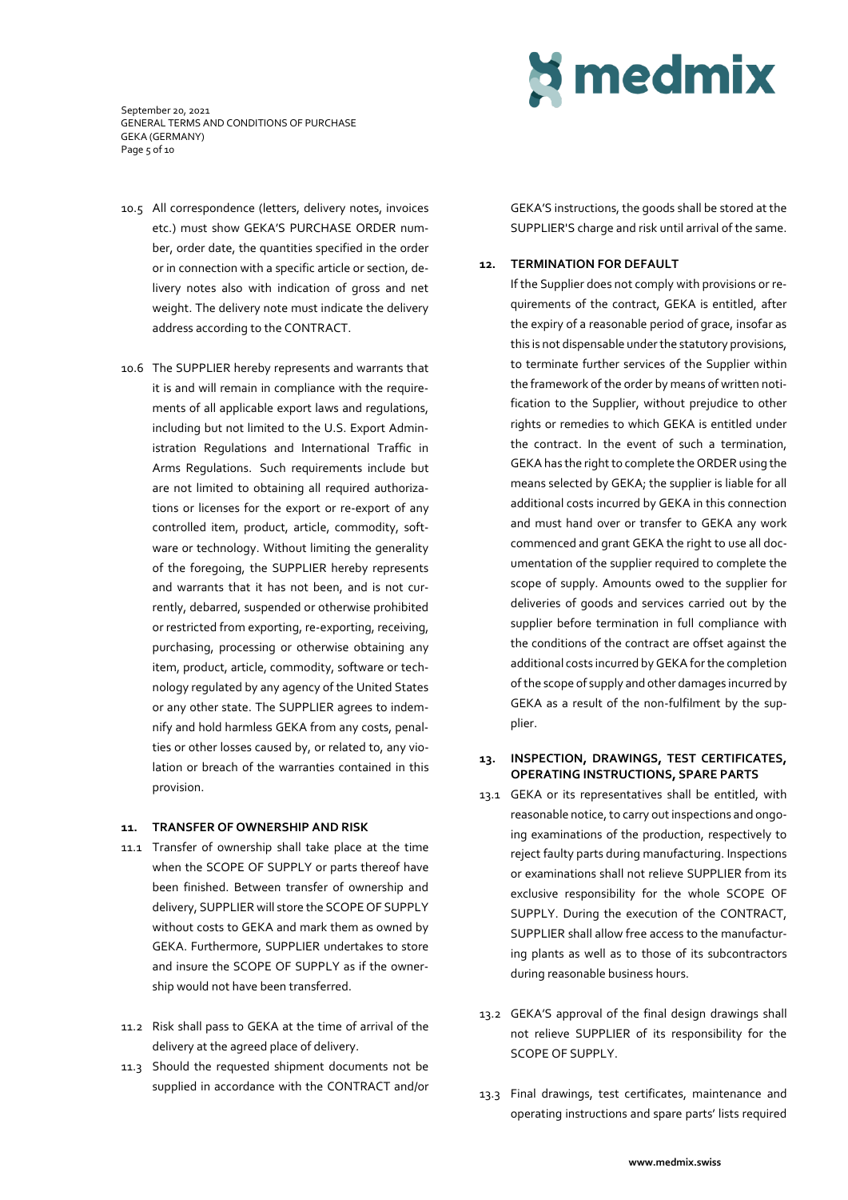10.5 All correspondence (letters, delivery notes, invoices etc.) must show GEKA'S PURCHASE ORDER number, order date, the quantities specified in the order or in connection with a specific article or section, delivery notes also with indication of gross and net weight. The delivery note must indicate the delivery address according to the CONTRACT.

10.6 The SUPPLIER hereby represents and warrants that it is and will remain in compliance with the requirements of all applicable export laws and regulations, including but not limited to the U.S. Export Administration Regulations and International Traffic in Arms Regulations. Such requirements include but are not limited to obtaining all required authorizations or licenses for the export or re-export of any controlled item, product, article, commodity, software or technology. Without limiting the generality of the foregoing, the SUPPLIER hereby represents and warrants that it has not been, and is not currently, debarred, suspended or otherwise prohibited or restricted from exporting, re-exporting, receiving, purchasing, processing or otherwise obtaining any item, product, article, commodity, software or technology regulated by any agency of the United States or any other state. The SUPPLIER agrees to indemnify and hold harmless GEKA from any costs, penalties or other losses caused by, or related to, any violation or breach of the warranties contained in this provision.

## 11. TRANSFER OF OWNERSHIP AND RISK

11.1 Transfer of ownership shall take place at the time when the SCOPE OF SUPPLY or parts thereof have been finished. Between transfer of ownership and delivery, SUPPLIER will store the SCOPE OF SUPPLY without costs to GEKA and mark them as owned by GEKA. Furthermore, SUPPLIER undertakes to store and insure the SCOPE OF SUPPLY as if the ownership would not have been transferred.

11.2 Risk shall pass to GEKA at the time of arrival of the delivery at the agreed place of delivery.

11.3 Should the requested shipment documents not be supplied in accordance with the CONTRACT and/or GEKA'S instructions, the goods shall be stored at the SUPPLIER'S charge and risk until arrival of the same.

## 12. TERMINATION FOR DEFAULT

If the Supplier does not comply with provisions or requirements of the contract, GEKA is entitled, after the expiry of a reasonable period of grace, insofar as this is not dispensable under the statutory provisions, to terminate further services of the Supplier within the framework of the order by means of written notification to the Supplier, without prejudice to other rights or remedies to which GEKA is entitled under the contract. In the event of such a termination, GEKA has the right to complete the ORDER using the means selected by GEKA; the supplier is liable for all additional costs incurred by GEKA in this connection and must hand over or transfer to GEKA any work commenced and grant GEKA the right to use all documentation of the supplier required to complete the scope of supply. Amounts owed to the supplier for deliveries of goods and services carried out by the supplier before termination in full compliance with the conditions of the contract are offset against the additional costs incurred by GEKA for the completion of the scope of supply and other damages incurred by GEKA as a result of the non-fulfilment by the supplier.

## 13. INSPECTION, DRAWINGS, TEST CERTIFICATES, OPERATING INSTRUCTIONS, SPARE PARTS

13.1 GEKA or its representatives shall be entitled, with reasonable notice, to carry out inspections and ongoing examinations of the production, respectively to reject faulty parts during manufacturing. Inspections or examinations shall not relieve SUPPLIER from its exclusive responsibility for the whole SCOPE OF SUPPLY. During the execution of the CONTRACT, SUPPLIER shall allow free access to the manufacturing plants as well as to those of its subcontractors during reasonable business hours.

13.2 GEKA'S approval of the final design drawings shall not relieve SUPPLIER of its responsibility for the SCOPE OF SUPPLY.

13.3 Final drawings, test certificates, maintenance and operating instructions and spare parts' lists required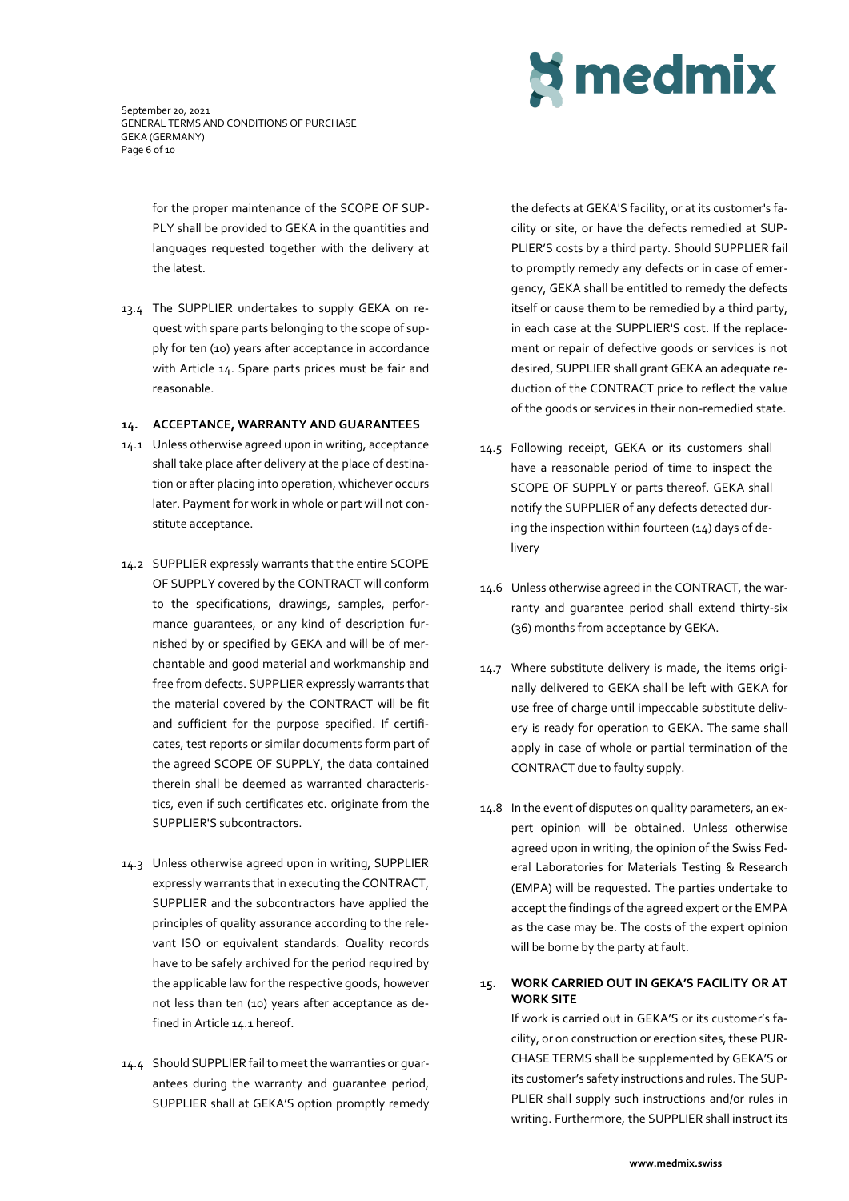for the proper maintenance of the SCOPE OF SUPPLY shall be provided to GEKA in the quantities and languages requested together with the delivery at the latest.

13.4 The SUPPLIER undertakes to supply GEKA on request with spare parts belonging to the scope of supply for ten (10) years after acceptance in accordance with Article 14. Spare parts prices must be fair and reasonable.

## 14. ACCEPTANCE, WARRANTY AND GUARANTEES

14.1 Unless otherwise agreed upon in writing, acceptance shall take place after delivery at the place of destination or after placing into operation, whichever occurs later. Payment for work in whole or part will not constitute acceptance.

14.2 SUPPLIER expressly warrants that the entire SCOPE OF SUPPLY covered by the CONTRACT will conform to the specifications, drawings, samples, performance guarantees, or any kind of description furnished by or specified by GEKA and will be of merchantable and good material and workmanship and free from defects. SUPPLIER expressly warrants that the material covered by the CONTRACT will be fit and sufficient for the purpose specified. If certificates, test reports or similar documents form part of the agreed SCOPE OF SUPPLY, the data contained therein shall be deemed as warranted characteristics, even if such certificates etc. originate from the SUPPLIER'S subcontractors.

14.3 Unless otherwise agreed upon in writing, SUPPLIER expressly warrants that in executing the CONTRACT, SUPPLIER and the subcontractors have applied the principles of quality assurance according to the relevant ISO or equivalent standards. Quality records have to be safely archived for the period required by the applicable law for the respective goods, however not less than ten (10) years after acceptance as defined in Article 14.1 hereof.

14.4 Should SUPPLIER fail to meet the warranties or guarantees during the warranty and guarantee period, SUPPLIER shall at GEKA'S option promptly remedy the defects at GEKA'S facility, or at its customer's facility or site, or have the defects remedied at SUPPLIER'S costs by a third party. Should SUPPLIER fail to promptly remedy any defects or in case of emergency, GEKA shall be entitled to remedy the defects itself or cause them to be remedied by a third party, in each case at the SUPPLIER'S cost. If the replacement or repair of defective goods or services is not desired, SUPPLIER shall grant GEKA an adequate reduction of the CONTRACT price to reflect the value of the goods or services in their non-remedied state.

14.5 Following receipt, GEKA or its customers shall have a reasonable period of time to inspect the SCOPE OF SUPPLY or parts thereof. GEKA shall notify the SUPPLIER of any defects detected during the inspection within fourteen (14) days of delivery

14.6 Unless otherwise agreed in the CONTRACT, the warranty and guarantee period shall extend thirty-six (36) months from acceptance by GEKA.

14.7 Where substitute delivery is made, the items originally delivered to GEKA shall be left with GEKA for use free of charge until impeccable substitute delivery is ready for operation to GEKA. The same shall apply in case of whole or partial termination of the CONTRACT due to faulty supply.

14.8 In the event of disputes on quality parameters, an expert opinion will be obtained. Unless otherwise agreed upon in writing, the opinion of the Swiss Federal Laboratories for Materials Testing & Research (EMPA) will be requested. The parties undertake to accept the findings of the agreed expert or the EMPA as the case may be. The costs of the expert opinion will be borne by the party at fault.

## 15. WORK CARRIED OUT IN GEKA'S FACILITY OR AT WORK SITE

If work is carried out in GEKA'S or its customer's facility, or on construction or erection sites, these PURCHASE TERMS shall be supplemented by GEKA'S or its customer's safety instructions and rules. The SUPPLIER shall supply such instructions and/or rules in writing. Furthermore, the SUPPLIER shall instruct its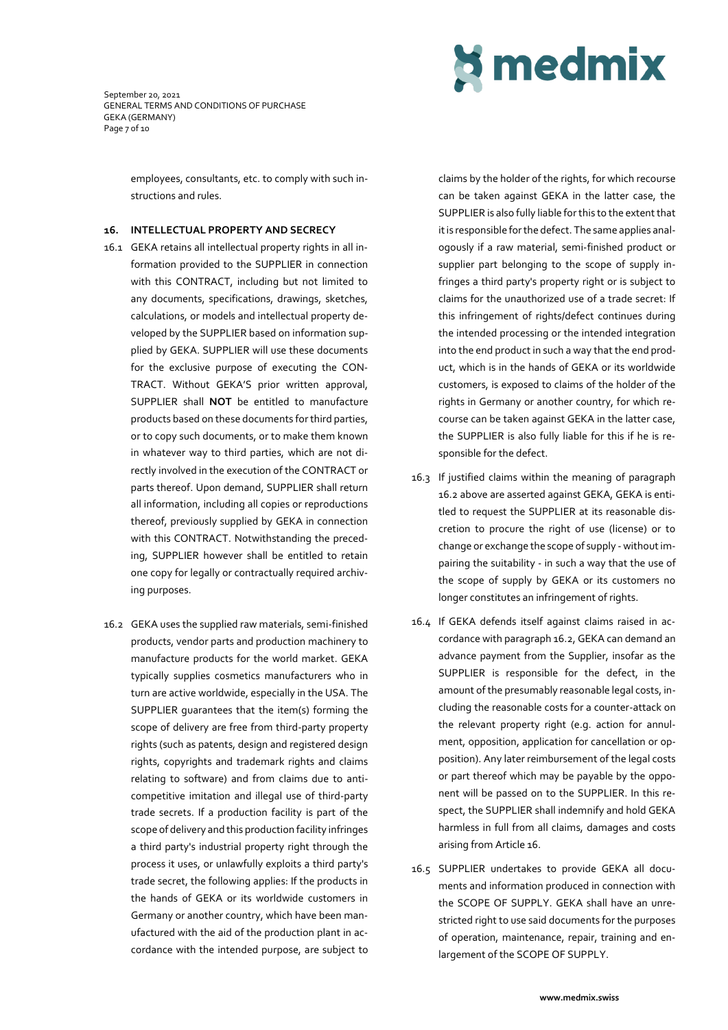employees, consultants, etc. to comply with such instructions and rules.

## 16. INTELLECTUAL PROPERTY AND SECRECY

16.1 GEKA retains all intellectual property rights in all information provided to the SUPPLIER in connection with this CONTRACT, including but not limited to any documents, specifications, drawings, sketches, calculations, or models and intellectual property developed by the SUPPLIER based on information supplied by GEKA. SUPPLIER will use these documents for the exclusive purpose of executing the CONTRACT. Without GEKA'S prior written approval, SUPPLIER shall **NOT** be entitled to manufacture products based on these documents for third parties, or to copy such documents, or to make them known in whatever way to third parties, which are not directly involved in the execution of the CONTRACT or parts thereof. Upon demand, SUPPLIER shall return all information, including all copies or reproductions thereof, previously supplied by GEKA in connection with this CONTRACT. Notwithstanding the preceding, SUPPLIER however shall be entitled to retain one copy for legally or contractually required archiving purposes.

16.2 GEKA uses the supplied raw materials, semi-finished products, vendor parts and production machinery to manufacture products for the world market. GEKA typically supplies cosmetics manufacturers who in turn are active worldwide, especially in the USA. The SUPPLIER guarantees that the item(s) forming the scope of delivery are free from third-party property rights (such as patents, design and registered design rights, copyrights and trademark rights and claims relating to software) and from claims due to anti-competitive imitation and illegal use of third-party trade secrets. If a production facility is part of the scope of delivery and this production facility infringes a third party's industrial property right through the process it uses, or unlawfully exploits a third party's trade secret, the following applies: If the products in the hands of GEKA or its worldwide customers in Germany or another country, which have been manufactured with the aid of the production plant in accordance with the intended purpose, are subject to claims by the holder of the rights, for which recourse can be taken against GEKA in the latter case, the SUPPLIER is also fully liable for this to the extent that it is responsible for the defect. The same applies analogously if a raw material, semi-finished product or supplier part belonging to the scope of supply infringes a third party's property right or is subject to claims for the unauthorized use of a trade secret: If this infringement of rights/defect continues during the intended processing or the intended integration into the end product in such a way that the end product, which is in the hands of GEKA or its worldwide customers, is exposed to claims of the holder of the rights in Germany or another country, for which recourse can be taken against GEKA in the latter case, the SUPPLIER is also fully liable for this if he is responsible for the defect.

16.3 If justified claims within the meaning of paragraph 16.2 above are asserted against GEKA, GEKA is entitled to request the SUPPLIER at its reasonable discretion to procure the right of use (license) or to change or exchange the scope of supply - without impairing the suitability - in such a way that the use of the scope of supply by GEKA or its customers no longer constitutes an infringement of rights.

16.4 If GEKA defends itself against claims raised in accordance with paragraph 16.2, GEKA can demand an advance payment from the Supplier, insofar as the SUPPLIER is responsible for the defect, in the amount of the presumably reasonable legal costs, including the reasonable costs for a counter-attack on the relevant property right (e.g. action for annulment, opposition, application for cancellation or opposition). Any later reimbursement of the legal costs or part thereof which may be payable by the opponent will be passed on to the SUPPLIER. In this respect, the SUPPLIER shall indemnify and hold GEKA harmless in full from all claims, damages and costs arising from Article 16.

16.5 SUPPLIER undertakes to provide GEKA all documents and information produced in connection with the SCOPE OF SUPPLY. GEKA shall have an unrestricted right to use said documents for the purposes of operation, maintenance, repair, training and enlargement of the SCOPE OF SUPPLY.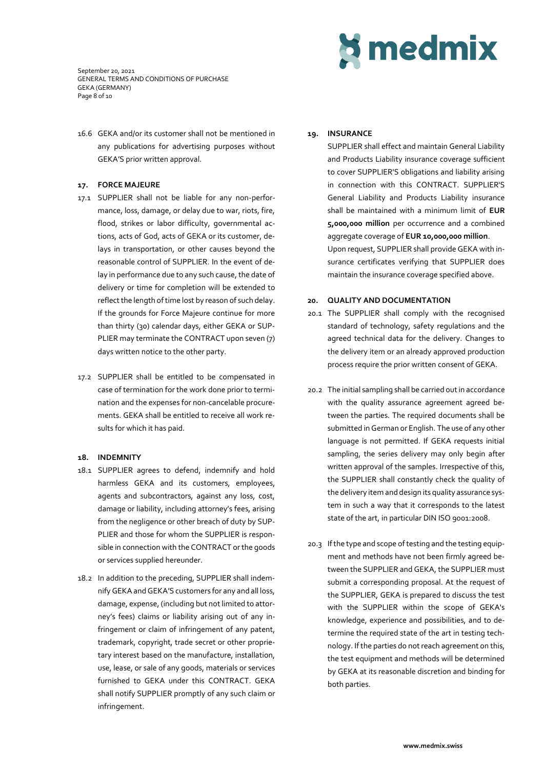16.6 GEKA and/or its customer shall not be mentioned in any publications for advertising purposes without GEKA'S prior written approval.

## 17. FORCE MAJEURE

17.1 SUPPLIER shall not be liable for any non-performance, loss, damage, or delay due to war, riots, fire, flood, strikes or labor difficulty, governmental actions, acts of God, acts of GEKA or its customer, delays in transportation, or other causes beyond the reasonable control of SUPPLIER. In the event of delay in performance due to any such cause, the date of delivery or time for completion will be extended to reflect the length of time lost by reason of such delay. If the grounds for Force Majeure continue for more than thirty (30) calendar days, either GEKA or SUPPLIER may terminate the CONTRACT upon seven (7) days written notice to the other party.

17.2 SUPPLIER shall be entitled to be compensated in case of termination for the work done prior to termination and the expenses for non-cancelable procurements. GEKA shall be entitled to receive all work results for which it has paid.

## 18. INDEMNITY

18.1 SUPPLIER agrees to defend, indemnify and hold harmless GEKA and its customers, employees, agents and subcontractors, against any loss, cost, damage or liability, including attorney's fees, arising from the negligence or other breach of duty by SUPPLIER and those for whom the SUPPLIER is responsible in connection with the CONTRACT or the goods or services supplied hereunder.

18.2 In addition to the preceding, SUPPLIER shall indemnify GEKA and GEKA'S customers for any and all loss, damage, expense, (including but not limited to attorney's fees) claims or liability arising out of any infringement or claim of infringement of any patent, trademark, copyright, trade secret or other proprietary interest based on the manufacture, installation, use, lease, or sale of any goods, materials or services furnished to GEKA under this CONTRACT. GEKA shall notify SUPPLIER promptly of any such claim or infringement.

## 19. INSURANCE

SUPPLIER shall effect and maintain General Liability and Products Liability insurance coverage sufficient to cover SUPPLIER'S obligations and liability arising in connection with this CONTRACT. SUPPLIER'S General Liability and Products Liability insurance shall be maintained with a minimum limit of **EUR 5,000,000 million** per occurrence and a combined aggregate coverage of **EUR 10,000,000 million**. Upon request, SUPPLIER shall provide GEKA with insurance certificates verifying that SUPPLIER does maintain the insurance coverage specified above.

## 20. QUALITY AND DOCUMENTATION

20.1 The SUPPLIER shall comply with the recognised standard of technology, safety regulations and the agreed technical data for the delivery. Changes to the delivery item or an already approved production process require the prior written consent of GEKA.

20.2 The initial sampling shall be carried out in accordance with the quality assurance agreement agreed between the parties. The required documents shall be submitted in German or English. The use of any other language is not permitted. If GEKA requests initial sampling, the series delivery may only begin after written approval of the samples. Irrespective of this, the SUPPLIER shall constantly check the quality of the delivery item and design its quality assurance system in such a way that it corresponds to the latest state of the art, in particular DIN ISO 9001:2008.

20.3 If the type and scope of testing and the testing equipment and methods have not been firmly agreed between the SUPPLIER and GEKA, the SUPPLIER must submit a corresponding proposal. At the request of the SUPPLIER, GEKA is prepared to discuss the test with the SUPPLIER within the scope of GEKA's knowledge, experience and possibilities, and to determine the required state of the art in testing technology. If the parties do not reach agreement on this, the test equipment and methods will be determined by GEKA at its reasonable discretion and binding for both parties.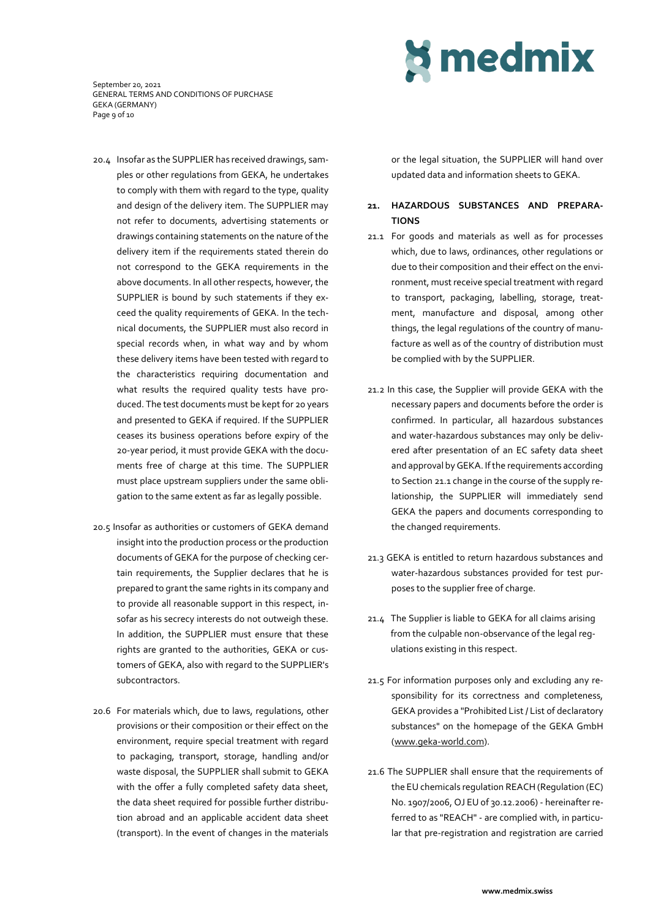20.4 Insofar as the SUPPLIER has received drawings, samples or other regulations from GEKA, he undertakes to comply with them with regard to the type, quality and design of the delivery item. The SUPPLIER may not refer to documents, advertising statements or drawings containing statements on the nature of the delivery item if the requirements stated therein do not correspond to the GEKA requirements in the above documents. In all other respects, however, the SUPPLIER is bound by such statements if they exceed the quality requirements of GEKA. In the technical documents, the SUPPLIER must also record in special records when, in what way and by whom these delivery items have been tested with regard to the characteristics requiring documentation and what results the required quality tests have produced. The test documents must be kept for 20 years and presented to GEKA if required. If the SUPPLIER ceases its business operations before expiry of the 20-year period, it must provide GEKA with the documents free of charge at this time. The SUPPLIER must place upstream suppliers under the same obligation to the same extent as far as legally possible.

20.5 Insofar as authorities or customers of GEKA demand insight into the production process or the production documents of GEKA for the purpose of checking certain requirements, the Supplier declares that he is prepared to grant the same rights in its company and to provide all reasonable support in this respect, insofar as his secrecy interests do not outweigh these. In addition, the SUPPLIER must ensure that these rights are granted to the authorities, GEKA or customers of GEKA, also with regard to the SUPPLIER's subcontractors.

20.6 For materials which, due to laws, regulations, other provisions or their composition or their effect on the environment, require special treatment with regard to packaging, transport, storage, handling and/or waste disposal, the SUPPLIER shall submit to GEKA with the offer a fully completed safety data sheet, the data sheet required for possible further distribution abroad and an applicable accident data sheet (transport). In the event of changes in the materials or the legal situation, the SUPPLIER will hand over updated data and information sheets to GEKA.

## 21. HAZARDOUS SUBSTANCES AND PREPARATIONS

21.1 For goods and materials as well as for processes which, due to laws, ordinances, other regulations or due to their composition and their effect on the environment, must receive special treatment with regard to transport, packaging, labelling, storage, treatment, manufacture and disposal, among other things, the legal regulations of the country of manufacture as well as of the country of distribution must be complied with by the SUPPLIER.

21.2 In this case, the Supplier will provide GEKA with the necessary papers and documents before the order is confirmed. In particular, all hazardous substances and water-hazardous substances may only be delivered after presentation of an EC safety data sheet and approval by GEKA. If the requirements according to Section 21.1 change in the course of the supply relationship, the SUPPLIER will immediately send GEKA the papers and documents corresponding to the changed requirements.

21.3 GEKA is entitled to return hazardous substances and water-hazardous substances provided for test purposes to the supplier free of charge.

21.4 The Supplier is liable to GEKA for all claims arising from the culpable non-observance of the legal regulations existing in this respect.

21.5 For information purposes only and excluding any responsibility for its correctness and completeness, GEKA provides a "Prohibited List / List of declaratory substances" on the homepage of the GEKA GmbH (www.geka-world.com).

21.6 The SUPPLIER shall ensure that the requirements of the EU chemicals regulation REACH (Regulation (EC) No. 1907/2006, OJ EU of 30.12.2006) - hereinafter referred to as "REACH" - are complied with, in particular that pre-registration and registration are carried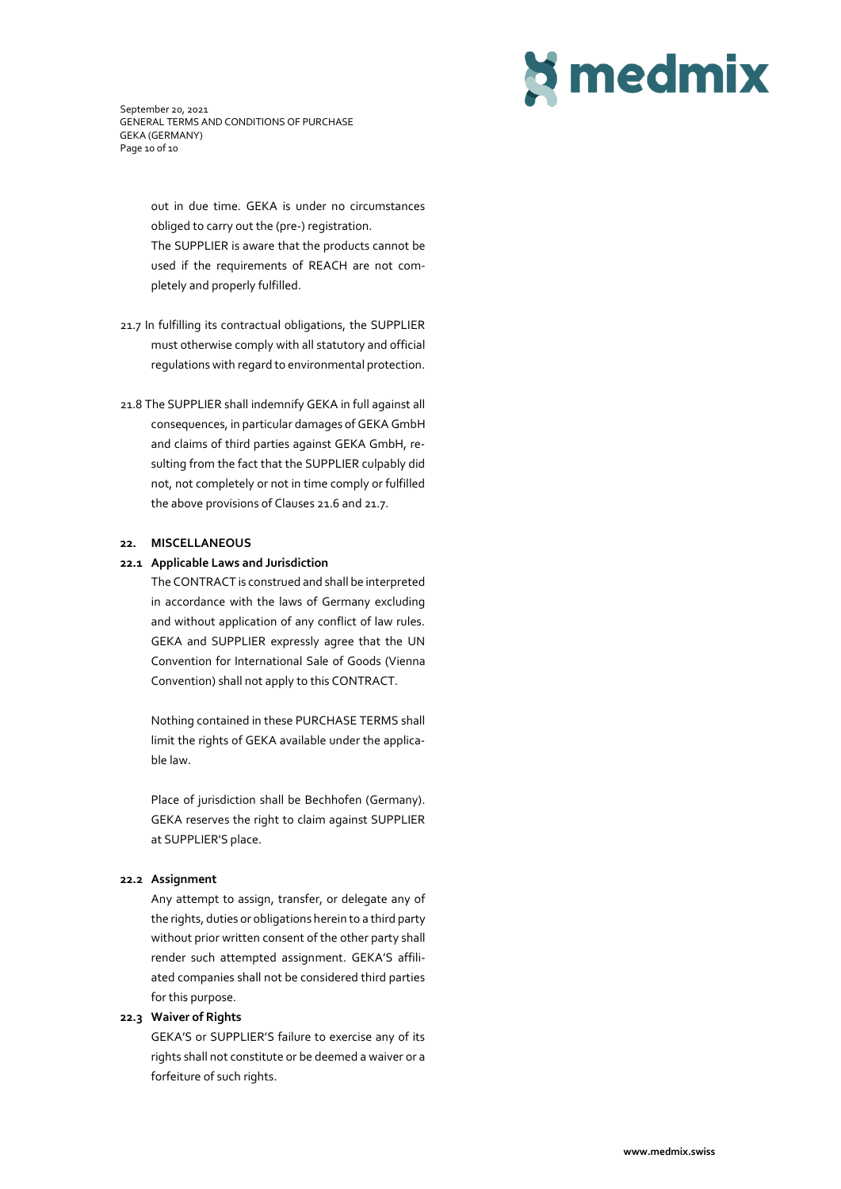out in due time. GEKA is under no circumstances obliged to carry out the (pre-) registration.
The SUPPLIER is aware that the products cannot be used if the requirements of REACH are not completely and properly fulfilled.

21.7 In fulfilling its contractual obligations, the SUPPLIER must otherwise comply with all statutory and official regulations with regard to environmental protection.

21.8 The SUPPLIER shall indemnify GEKA in full against all consequences, in particular damages of GEKA GmbH and claims of third parties against GEKA GmbH, resulting from the fact that the SUPPLIER culpably did not, not completely or not in time comply or fulfilled the above provisions of Clauses 21.6 and 21.7.

## 22. MISCELLANEOUS

### 22.1 Applicable Laws and Jurisdiction

The CONTRACT is construed and shall be interpreted in accordance with the laws of Germany excluding and without application of any conflict of law rules. GEKA and SUPPLIER expressly agree that the UN Convention for International Sale of Goods (Vienna Convention) shall not apply to this CONTRACT.

Nothing contained in these PURCHASE TERMS shall limit the rights of GEKA available under the applicable law.

Place of jurisdiction shall be Bechhofen (Germany). GEKA reserves the right to claim against SUPPLIER at SUPPLIER'S place.

### 22.2 Assignment

Any attempt to assign, transfer, or delegate any of the rights, duties or obligations herein to a third party without prior written consent of the other party shall render such attempted assignment. GEKA'S affiliated companies shall not be considered third parties for this purpose.

### 22.3 Waiver of Rights

GEKA'S or SUPPLIER'S failure to exercise any of its rights shall not constitute or be deemed a waiver or a forfeiture of such rights.